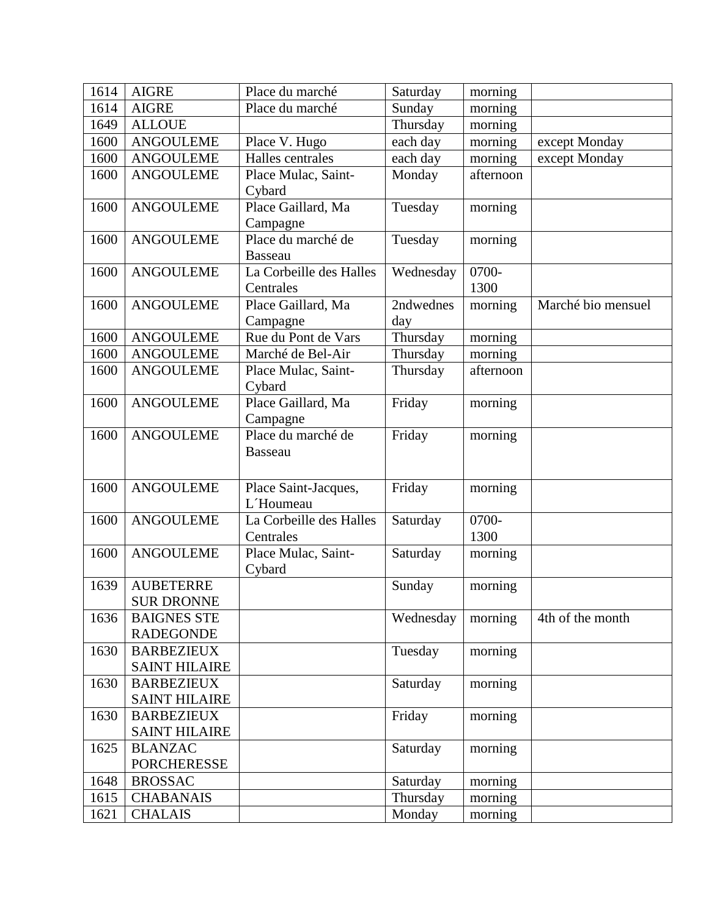| 1614 | AIGRE | Place du marché | Saturday | morning | |
|---|---|---|---|---|---|
| 1614 | AIGRE | Place du marché | Sunday | morning | |
| 1649 | ALLOUE | | Thursday | morning | |
| 1600 | ANGOULEME | Place V. Hugo | each day | morning | except Monday |
| 1600 | ANGOULEME | Halles centrales | each day | morning | except Monday |
| 1600 | ANGOULEME | Place Mulac, Saint-Cybard | Monday | afternoon | |
| 1600 | ANGOULEME | Place Gaillard, Ma Campagne | Tuesday | morning | |
| 1600 | ANGOULEME | Place du marché de Basseau | Tuesday | morning | |
| 1600 | ANGOULEME | La Corbeille des Halles Centrales | Wednesday | 0700-1300 | |
| 1600 | ANGOULEME | Place Gaillard, Ma Campagne | 2ndwednesday | morning | Marché bio mensuel |
| 1600 | ANGOULEME | Rue du Pont de Vars | Thursday | morning | |
| 1600 | ANGOULEME | Marché de Bel-Air | Thursday | morning | |
| 1600 | ANGOULEME | Place Mulac, Saint-Cybard | Thursday | afternoon | |
| 1600 | ANGOULEME | Place Gaillard, Ma Campagne | Friday | morning | |
| 1600 | ANGOULEME | Place du marché de Basseau | Friday | morning | |
| 1600 | ANGOULEME | Place Saint-Jacques, L´Houmeau | Friday | morning | |
| 1600 | ANGOULEME | La Corbeille des Halles Centrales | Saturday | 0700-1300 | |
| 1600 | ANGOULEME | Place Mulac, Saint-Cybard | Saturday | morning | |
| 1639 | AUBETERRE SUR DRONNE | | Sunday | morning | |
| 1636 | BAIGNES STE RADEGONDE | | Wednesday | morning | 4th of the month |
| 1630 | BARBEZIEUX SAINT HILAIRE | | Tuesday | morning | |
| 1630 | BARBEZIEUX SAINT HILAIRE | | Saturday | morning | |
| 1630 | BARBEZIEUX SAINT HILAIRE | | Friday | morning | |
| 1625 | BLANZAC PORCHERESSE | | Saturday | morning | |
| 1648 | BROSSAC | | Saturday | morning | |
| 1615 | CHABANAIS | | Thursday | morning | |
| 1621 | CHALAIS | | Monday | morning | |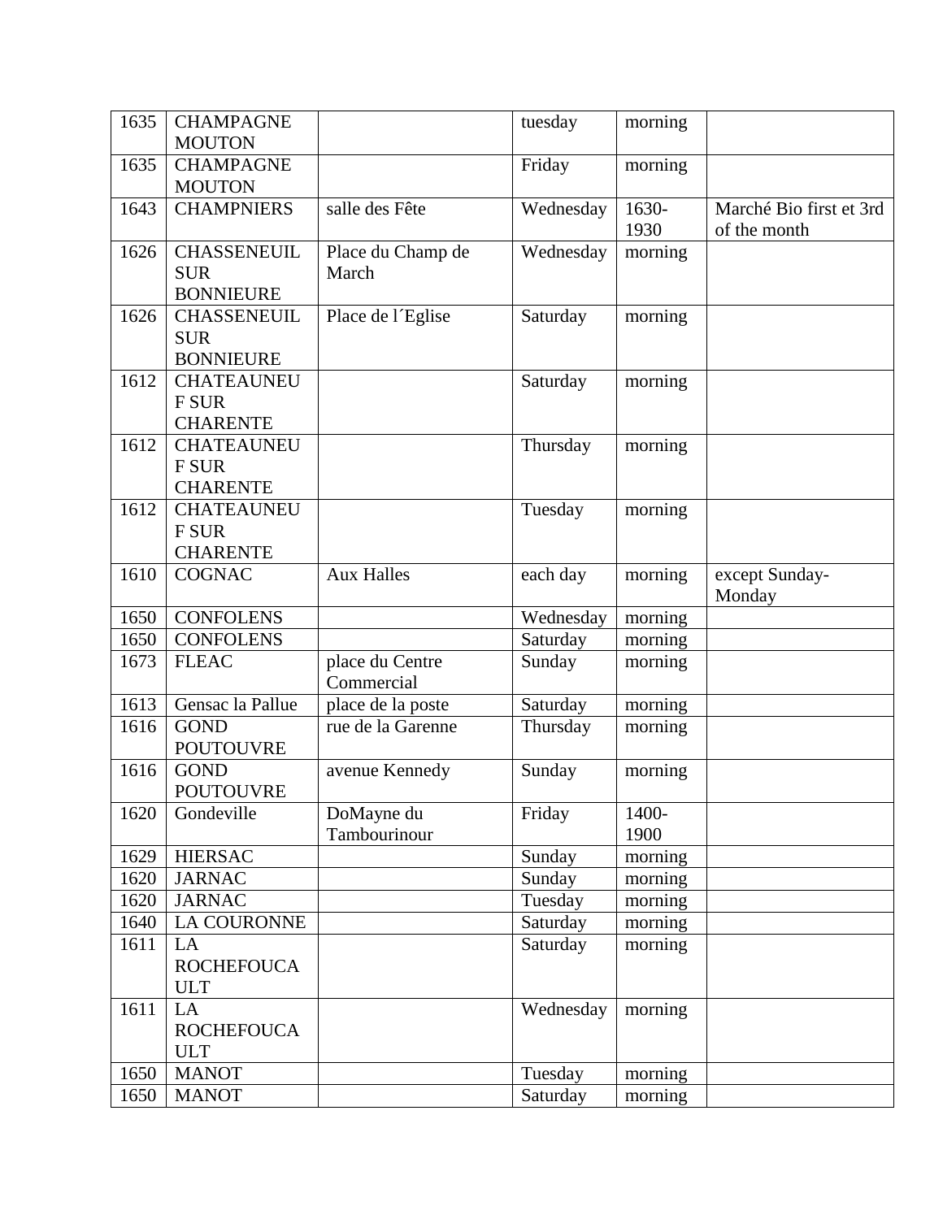| 1635 | CHAMPAGNE MOUTON | | tuesday | morning | |
|---|---|---|---|---|---|
| 1635 | CHAMPAGNE MOUTON | | Friday | morning | |
| 1643 | CHAMPNIERS | salle des Fête | Wednesday | 1630-1930 | Marché Bio first et 3rd of the month |
| 1626 | CHASSENEUIL SUR BONNIEURE | Place du Champ de March | Wednesday | morning | |
| 1626 | CHASSENEUIL SUR BONNIEURE | Place de l´Eglise | Saturday | morning | |
| 1612 | CHATEAUNEUF SUR CHARENTE | | Saturday | morning | |
| 1612 | CHATEAUNEUF SUR CHARENTE | | Thursday | morning | |
| 1612 | CHATEAUNEUF SUR CHARENTE | | Tuesday | morning | |
| 1610 | COGNAC | Aux Halles | each day | morning | except Sunday-Monday |
| 1650 | CONFOLENS | | Wednesday | morning | |
| 1650 | CONFOLENS | | Saturday | morning | |
| 1673 | FLEAC | place du Centre Commercial | Sunday | morning | |
| 1613 | Gensac la Pallue | place de la poste | Saturday | morning | |
| 1616 | GOND POUTOUVRE | rue de la Garenne | Thursday | morning | |
| 1616 | GOND POUTOUVRE | avenue Kennedy | Sunday | morning | |
| 1620 | Gondeville | DoMayne du Tambourinour | Friday | 1400-1900 | |
| 1629 | HIERSAC | | Sunday | morning | |
| 1620 | JARNAC | | Sunday | morning | |
| 1620 | JARNAC | | Tuesday | morning | |
| 1640 | LA COURONNE | | Saturday | morning | |
| 1611 | LA ROCHEFOUCAULT | | Saturday | morning | |
| 1611 | LA ROCHEFOUCAULT | | Wednesday | morning | |
| 1650 | MANOT | | Tuesday | morning | |
| 1650 | MANOT | | Saturday | morning | |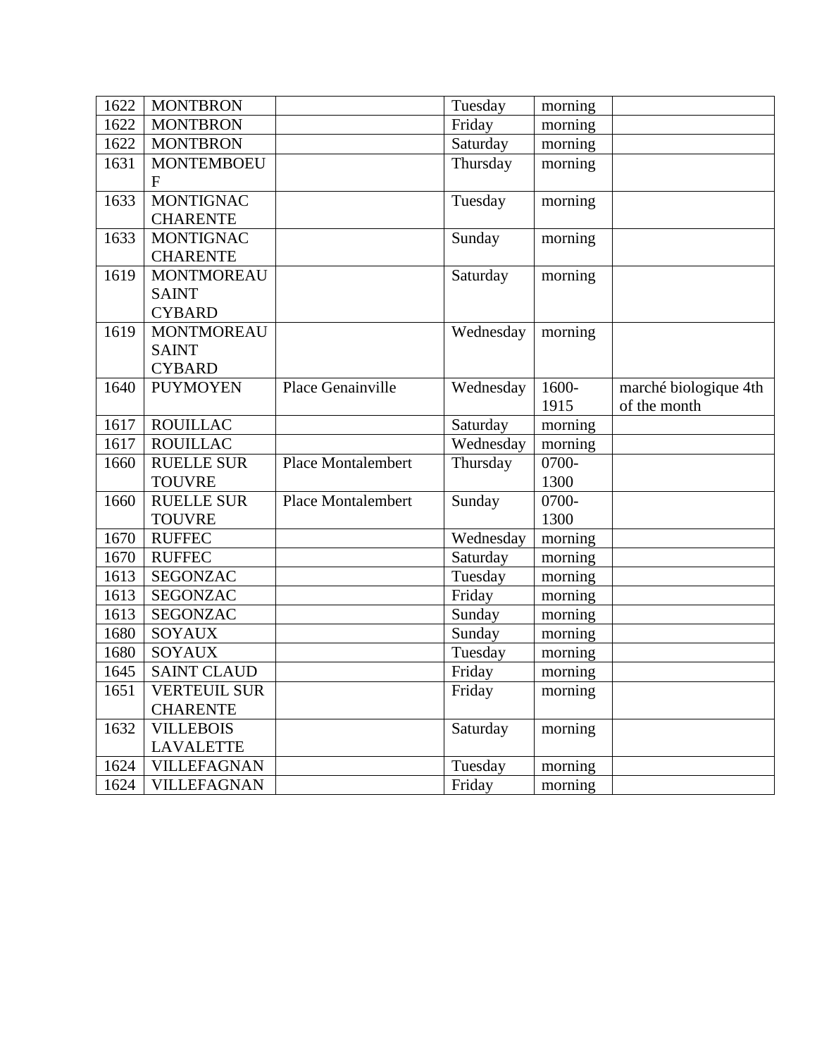| | | | | | |
|---|---|---|---|---|---|
| 1622 | MONTBRON | | Tuesday | morning | |
| 1622 | MONTBRON | | Friday | morning | |
| 1622 | MONTBRON | | Saturday | morning | |
| 1631 | MONTEMBOEUF | | Thursday | morning | |
| 1633 | MONTIGNAC CHARENTE | | Tuesday | morning | |
| 1633 | MONTIGNAC CHARENTE | | Sunday | morning | |
| 1619 | MONTMOREAU SAINT CYBARD | | Saturday | morning | |
| 1619 | MONTMOREAU SAINT CYBARD | | Wednesday | morning | |
| 1640 | PUYMOYEN | Place Genainville | Wednesday | 1600-1915 | marché biologique 4th of the month |
| 1617 | ROUILLAC | | Saturday | morning | |
| 1617 | ROUILLAC | | Wednesday | morning | |
| 1660 | RUELLE SUR TOUVRE | Place Montalembert | Thursday | 0700-1300 | |
| 1660 | RUELLE SUR TOUVRE | Place Montalembert | Sunday | 0700-1300 | |
| 1670 | RUFFEC | | Wednesday | morning | |
| 1670 | RUFFEC | | Saturday | morning | |
| 1613 | SEGONZAC | | Tuesday | morning | |
| 1613 | SEGONZAC | | Friday | morning | |
| 1613 | SEGONZAC | | Sunday | morning | |
| 1680 | SOYAUX | | Sunday | morning | |
| 1680 | SOYAUX | | Tuesday | morning | |
| 1645 | SAINT CLAUD | | Friday | morning | |
| 1651 | VERTEUIL SUR CHARENTE | | Friday | morning | |
| 1632 | VILLEBOIS LAVALETTE | | Saturday | morning | |
| 1624 | VILLEFAGNAN | | Tuesday | morning | |
| 1624 | VILLEFAGNAN | | Friday | morning | |